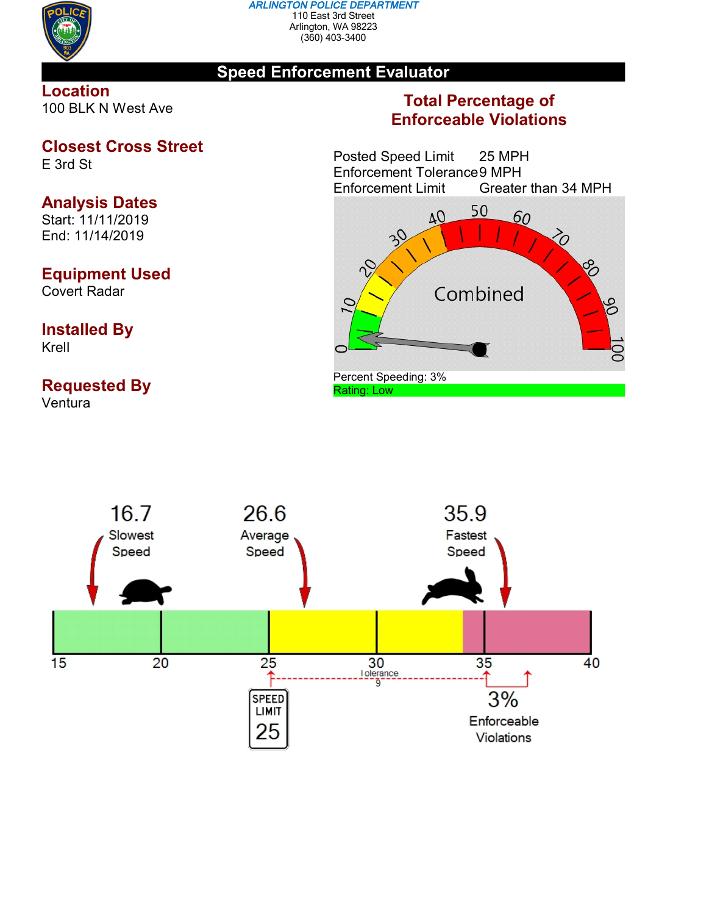**ARLINGTON POLICE DEPARTMENT**
110 East 3rd Street
Arlington, WA 98223
(360) 403-3400

# Speed Enforcement Evaluator

## Location
100 BLK N West Ave

## Closest Cross Street
E 3rd St

## Analysis Dates
Start: 11/11/2019
End: 11/14/2019

## Equipment Used
Covert Radar

## Installed By
Krell

## Requested By
Ventura

## Total Percentage of Enforceable Violations

Posted Speed Limit 25 MPH
Enforcement Tolerance 9 MPH
Enforcement Limit Greater than 34 MPH

Combined

Percent Speeding: 3%
Rating: Low

16.7 Slowest Speed

26.6 Average Speed

35.9 Fastest Speed

15 20 25 30 35 40

Tolerance 9

SPEED LIMIT 25

3% Enforceable Violations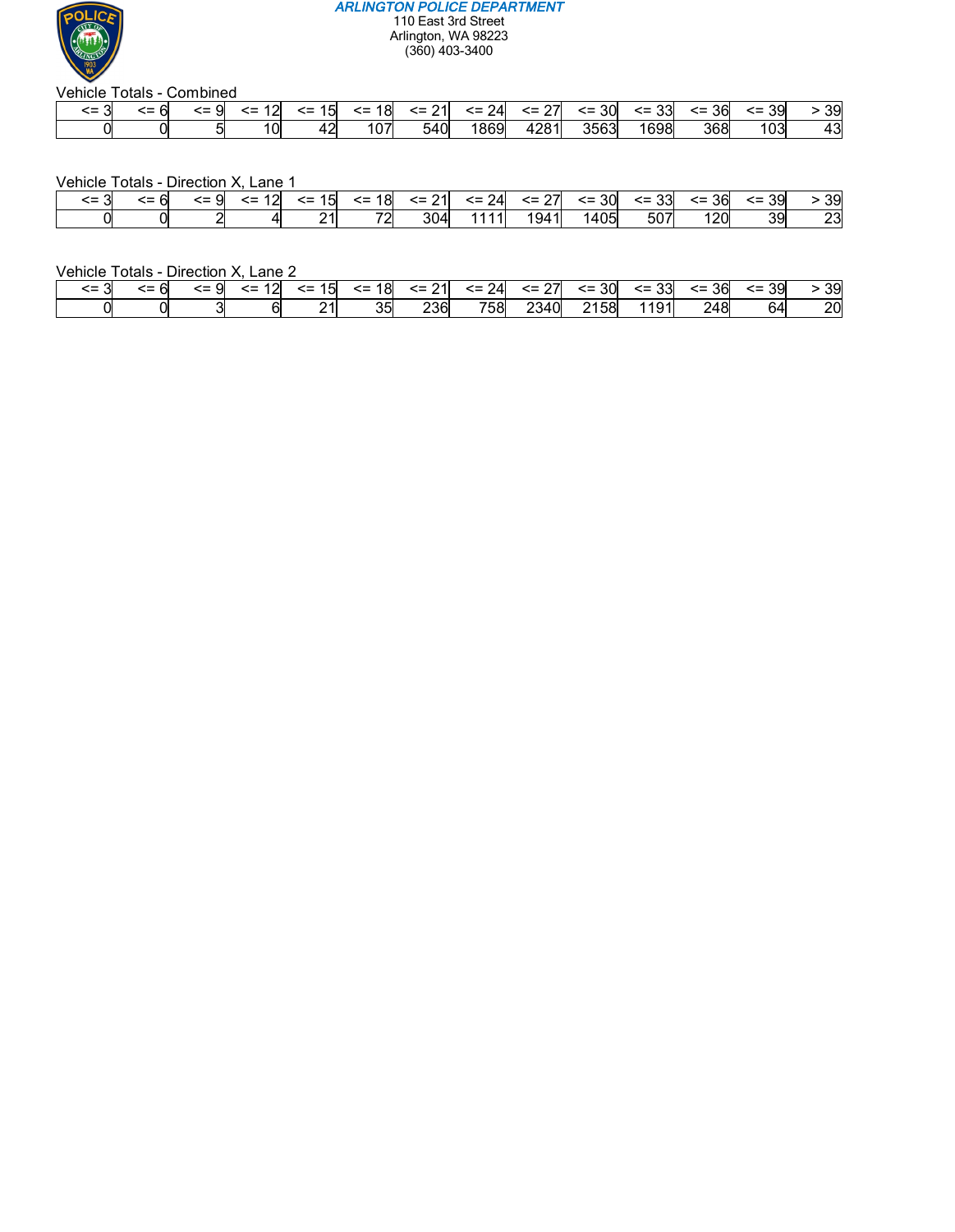**ARLINGTON POLICE DEPARTMENT**
110 East 3rd Street
Arlington, WA 98223
(360) 403-3400

Vehicle Totals - Combined

| <= 3 | <= 6 | <= 9 | <= 12 | <= 15 | <= 18 | <= 21 | <= 24 | <= 27 | <= 30 | <= 33 | <= 36 | <= 39 | > 39 |
|---|---|---|---|---|---|---|---|---|---|---|---|---|---|
| 0 | 0 | 5 | 10 | 42 | 107 | 540 | 1869 | 4281 | 3563 | 1698 | 368 | 103 | 43 |

Vehicle Totals - Direction X, Lane 1

| <= 3 | <= 6 | <= 9 | <= 12 | <= 15 | <= 18 | <= 21 | <= 24 | <= 27 | <= 30 | <= 33 | <= 36 | <= 39 | > 39 |
|---|---|---|---|---|---|---|---|---|---|---|---|---|---|
| 0 | 0 | 2 | 4 | 21 | 72 | 304 | 1111 | 1941 | 1405 | 507 | 120 | 39 | 23 |

Vehicle Totals - Direction X, Lane 2

| <= 3 | <= 6 | <= 9 | <= 12 | <= 15 | <= 18 | <= 21 | <= 24 | <= 27 | <= 30 | <= 33 | <= 36 | <= 39 | > 39 |
|---|---|---|---|---|---|---|---|---|---|---|---|---|---|
| 0 | 0 | 3 | 6 | 21 | 35 | 236 | 758 | 2340 | 2158 | 1191 | 248 | 64 | 20 |